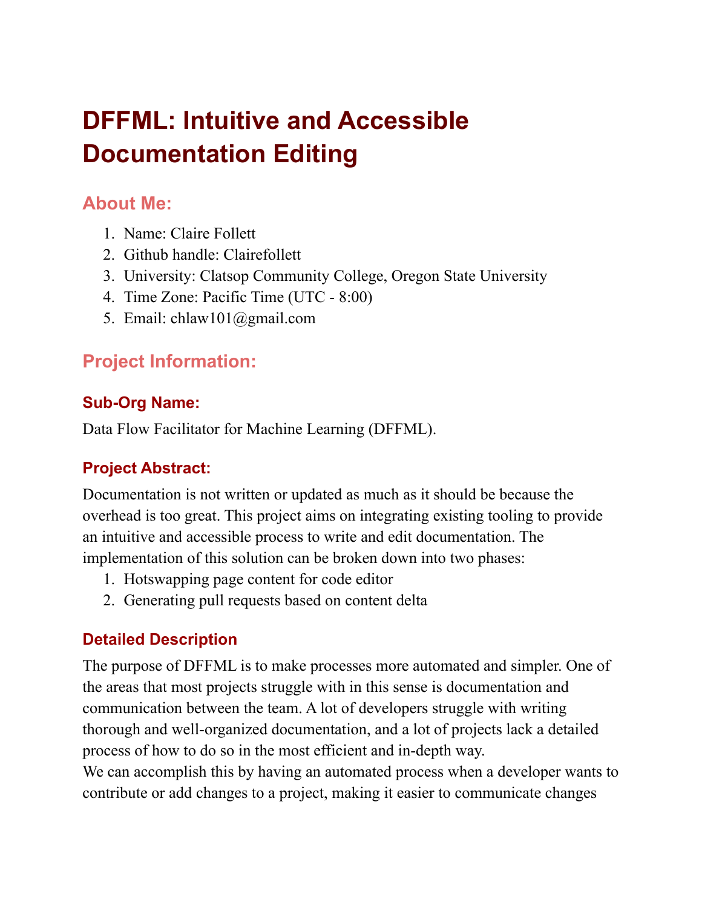# DFFML: Intuitive and Accessible Documentation Editing

## About Me:

1. Name: Claire Follett
2. Github handle: Clairefollett
3. University: Clatsop Community College, Oregon State University
4. Time Zone: Pacific Time (UTC - 8:00)
5. Email: chlaw101@gmail.com

## Project Information:

### Sub-Org Name:

Data Flow Facilitator for Machine Learning (DFFML).

### Project Abstract:

Documentation is not written or updated as much as it should be because the overhead is too great. This project aims on integrating existing tooling to provide an intuitive and accessible process to write and edit documentation. The implementation of this solution can be broken down into two phases:

1. Hotswapping page content for code editor
2. Generating pull requests based on content delta

### Detailed Description

The purpose of DFFML is to make processes more automated and simpler. One of the areas that most projects struggle with in this sense is documentation and communication between the team. A lot of developers struggle with writing thorough and well-organized documentation, and a lot of projects lack a detailed process of how to do so in the most efficient and in-depth way.

We can accomplish this by having an automated process when a developer wants to contribute or add changes to a project, making it easier to communicate changes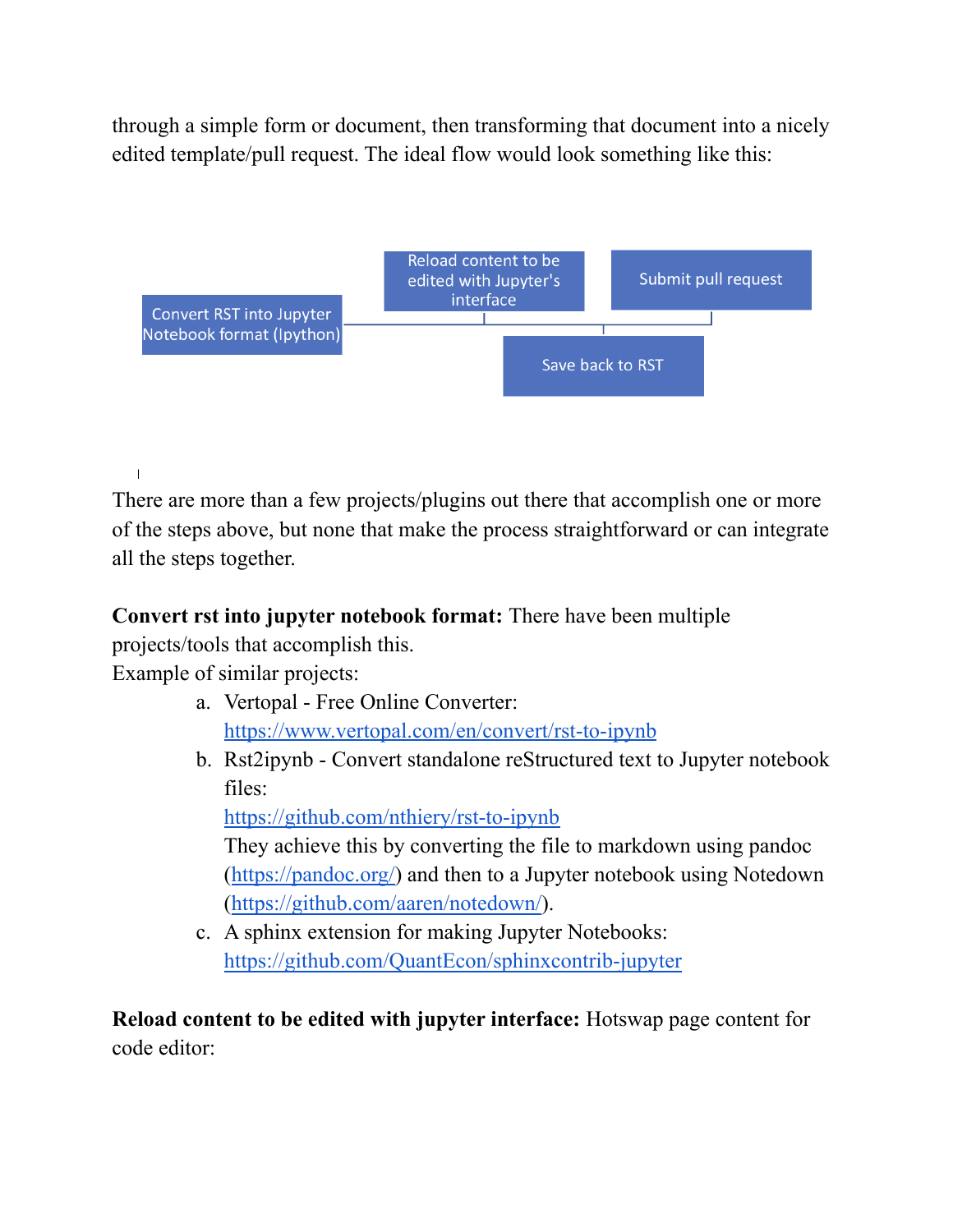through a simple form or document, then transforming that document into a nicely edited template/pull request. The ideal flow would look something like this:

Convert RST into Jupyter Notebook format (Ipython)

Reload content to be edited with Jupyter's interface

Save back to RST

Submit pull request

There are more than a few projects/plugins out there that accomplish one or more of the steps above, but none that make the process straightforward or can integrate all the steps together.

**Convert rst into jupyter notebook format:** There have been multiple projects/tools that accomplish this.
Example of similar projects:

a. Vertopal - Free Online Converter: [https://www.vertopal.com/en/convert/rst-to-ipynb](https://www.vertopal.com/en/convert/rst-to-ipynb)
b. Rst2ipynb - Convert standalone reStructured text to Jupyter notebook files: [https://github.com/nthiery/rst-to-ipynb](https://github.com/nthiery/rst-to-ipynb)
   They achieve this by converting the file to markdown using pandoc ([https://pandoc.org/](https://pandoc.org/)) and then to a Jupyter notebook using Notedown ([https://github.com/aaren/notedown/](https://github.com/aaren/notedown/)).
c. A sphinx extension for making Jupyter Notebooks: [https://github.com/QuantEcon/sphinxcontrib-jupyter](https://github.com/QuantEcon/sphinxcontrib-jupyter)

**Reload content to be edited with jupyter interface:** Hotswap page content for code editor: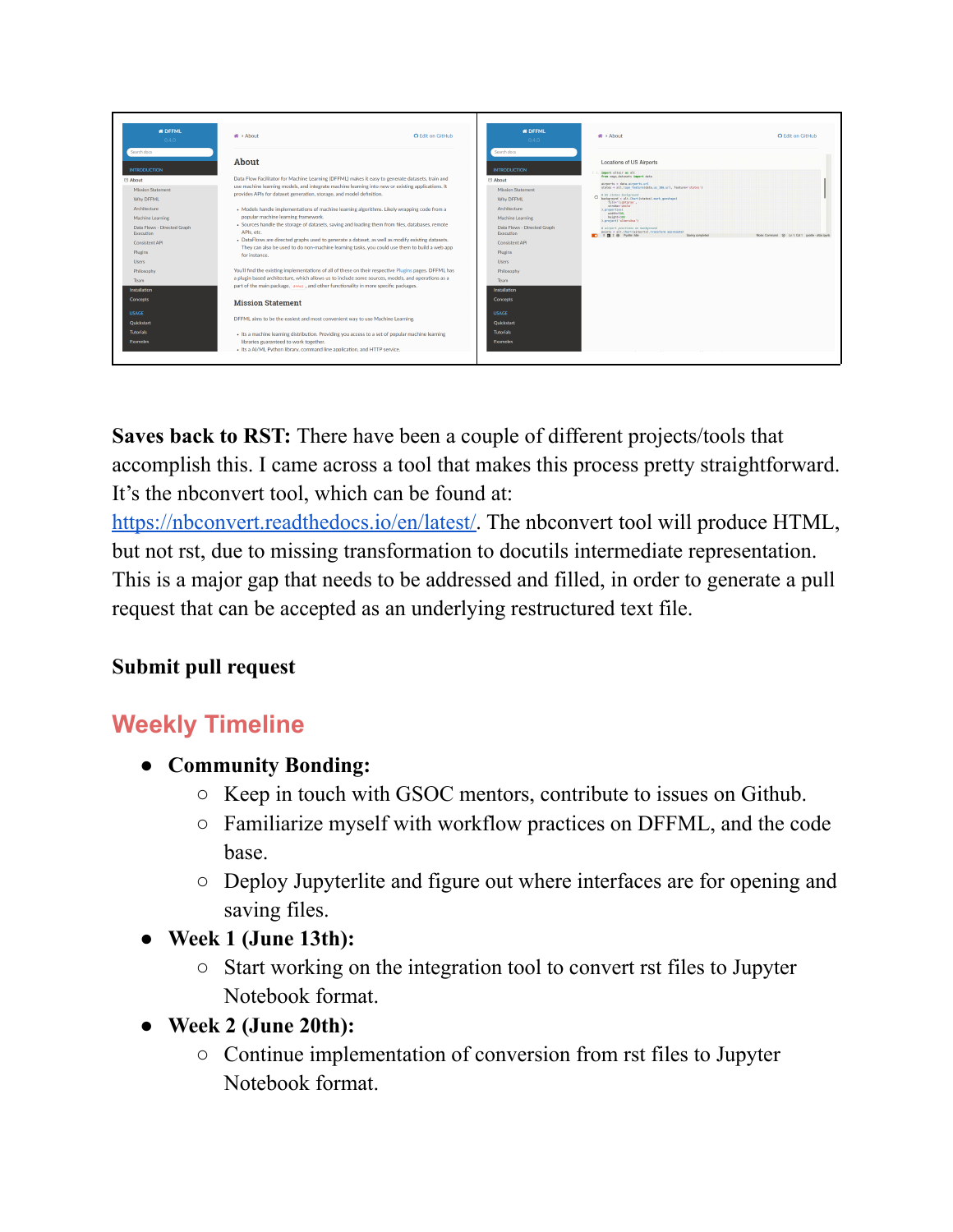**Saves back to RST:** There have been a couple of different projects/tools that accomplish this. I came across a tool that makes this process pretty straightforward. It's the nbconvert tool, which can be found at: https://nbconvert.readthedocs.io/en/latest/. The nbconvert tool will produce HTML, but not rst, due to missing transformation to docutils intermediate representation. This is a major gap that needs to be addressed and filled, in order to generate a pull request that can be accepted as an underlying restructured text file.

**Submit pull request**

## Weekly Timeline

- **Community Bonding:**
  - Keep in touch with GSOC mentors, contribute to issues on Github.
  - Familiarize myself with workflow practices on DFFML, and the code base.
  - Deploy Jupyterlite and figure out where interfaces are for opening and saving files.
- **Week 1 (June 13th):**
  - Start working on the integration tool to convert rst files to Jupyter Notebook format.
- **Week 2 (June 20th):**
  - Continue implementation of conversion from rst files to Jupyter Notebook format.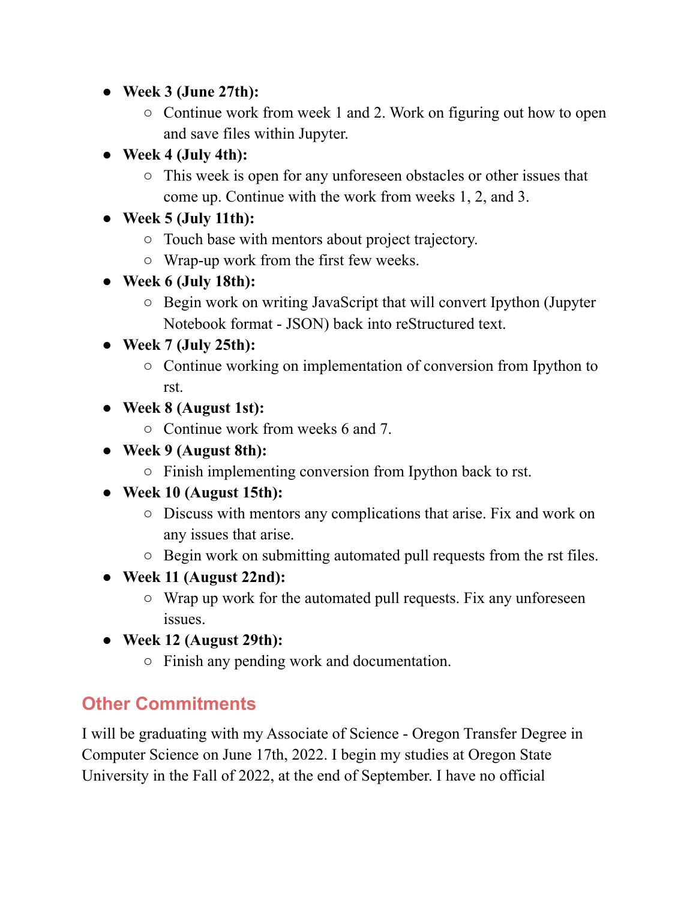- **Week 3 (June 27th):**
  - Continue work from week 1 and 2. Work on figuring out how to open and save files within Jupyter.
- **Week 4 (July 4th):**
  - This week is open for any unforeseen obstacles or other issues that come up. Continue with the work from weeks 1, 2, and 3.
- **Week 5 (July 11th):**
  - Touch base with mentors about project trajectory.
  - Wrap-up work from the first few weeks.
- **Week 6 (July 18th):**
  - Begin work on writing JavaScript that will convert Ipython (Jupyter Notebook format - JSON) back into reStructured text.
- **Week 7 (July 25th):**
  - Continue working on implementation of conversion from Ipython to rst.
- **Week 8 (August 1st):**
  - Continue work from weeks 6 and 7.
- **Week 9 (August 8th):**
  - Finish implementing conversion from Ipython back to rst.
- **Week 10 (August 15th):**
  - Discuss with mentors any complications that arise. Fix and work on any issues that arise.
  - Begin work on submitting automated pull requests from the rst files.
- **Week 11 (August 22nd):**
  - Wrap up work for the automated pull requests. Fix any unforeseen issues.
- **Week 12 (August 29th):**
  - Finish any pending work and documentation.

## Other Commitments

I will be graduating with my Associate of Science - Oregon Transfer Degree in Computer Science on June 17th, 2022. I begin my studies at Oregon State University in the Fall of 2022, at the end of September. I have no official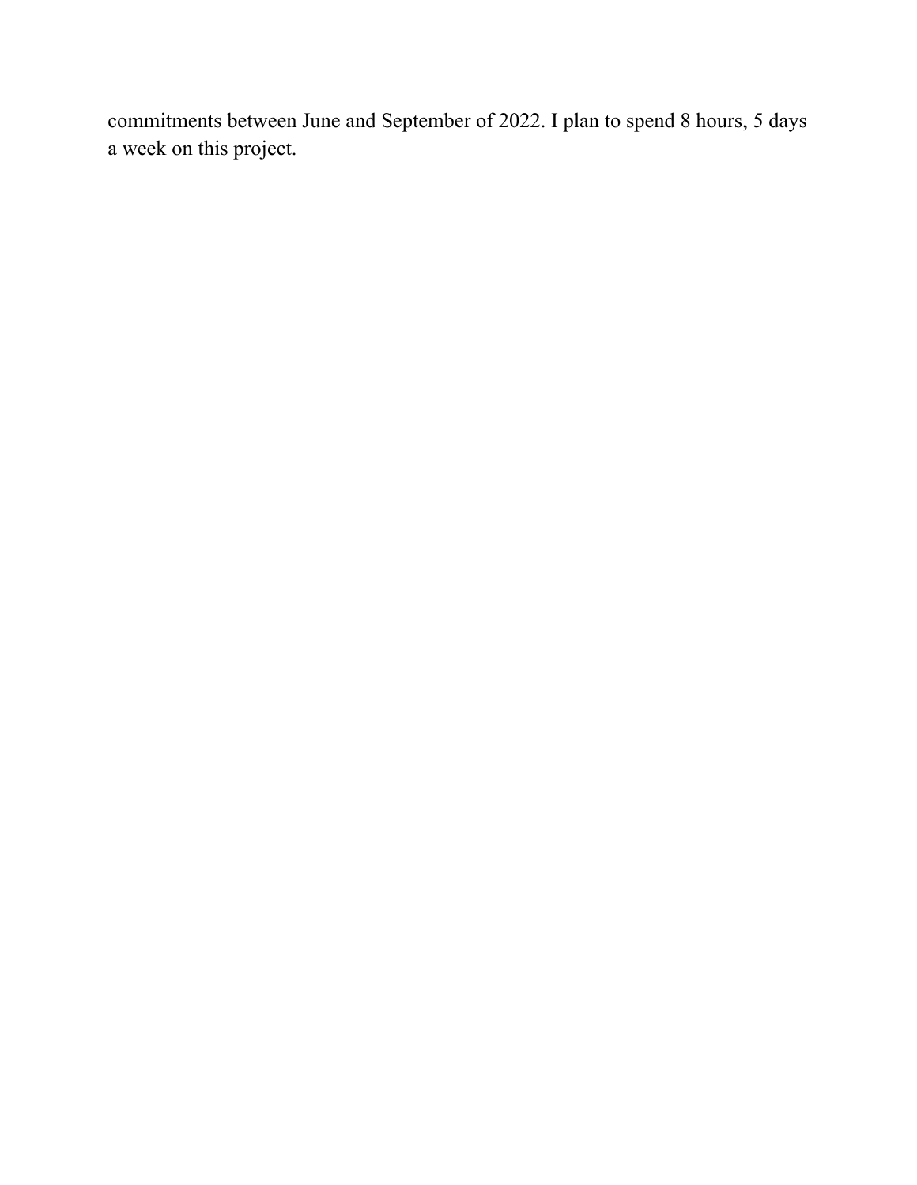commitments between June and September of 2022. I plan to spend 8 hours, 5 days a week on this project.